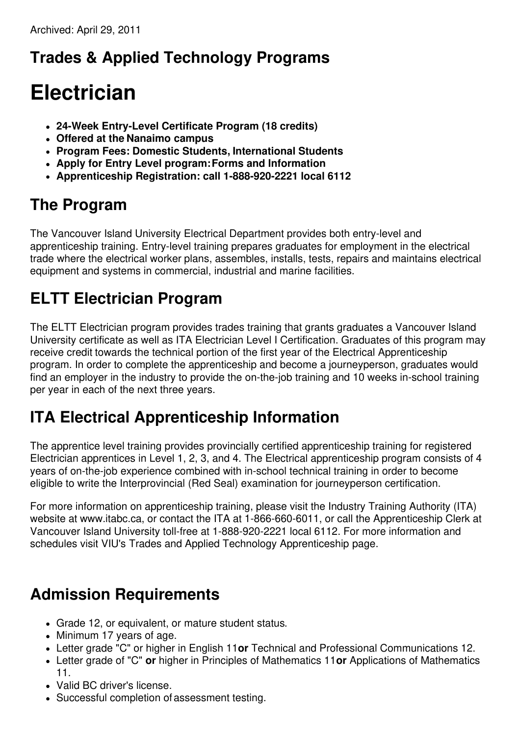Archived: April 29, 2011

## Trades & Applied Technology Programs

# Electrician

- **24-Week Entry-Level Certificate Program (18 credits)**
- **Offered at the Nanaimo campus**
- **Program Fees: Domestic Students, International Students**
- **Apply for Entry Level program: Forms and Information**
- **Apprenticeship Registration: call 1-888-920-2221 local 6112**

## The Program

The Vancouver Island University Electrical Department provides both entry-level and apprenticeship training. Entry-level training prepares graduates for employment in the electrical trade where the electrical worker plans, assembles, installs, tests, repairs and maintains electrical equipment and systems in commercial, industrial and marine facilities.

## ELTT Electrician Program

The ELTT Electrician program provides trades training that grants graduates a Vancouver Island University certificate as well as ITA Electrician Level I Certification. Graduates of this program may receive credit towards the technical portion of the first year of the Electrical Apprenticeship program. In order to complete the apprenticeship and become a journeyperson, graduates would find an employer in the industry to provide the on-the-job training and 10 weeks in-school training per year in each of the next three years.

## ITA Electrical Apprenticeship Information

The apprentice level training provides provincially certified apprenticeship training for registered Electrician apprentices in Level 1, 2, 3, and 4. The Electrical apprenticeship program consists of 4 years of on-the-job experience combined with in-school technical training in order to become eligible to write the Interprovincial (Red Seal) examination for journeyperson certification.

For more information on apprenticeship training, please visit the Industry Training Authority (ITA) website at www.itabc.ca, or contact the ITA at 1-866-660-6011, or call the Apprenticeship Clerk at Vancouver Island University toll-free at 1-888-920-2221 local 6112. For more information and schedules visit VIU's Trades and Applied Technology Apprenticeship page.

## Admission Requirements

- Grade 12, or equivalent, or mature student status.
- Minimum 17 years of age.
- Letter grade "C" or higher in English 11 **or** Technical and Professional Communications 12.
- Letter grade of "C" **or** higher in Principles of Mathematics 11 **or** Applications of Mathematics 11.
- Valid BC driver's license.
- Successful completion of assessment testing.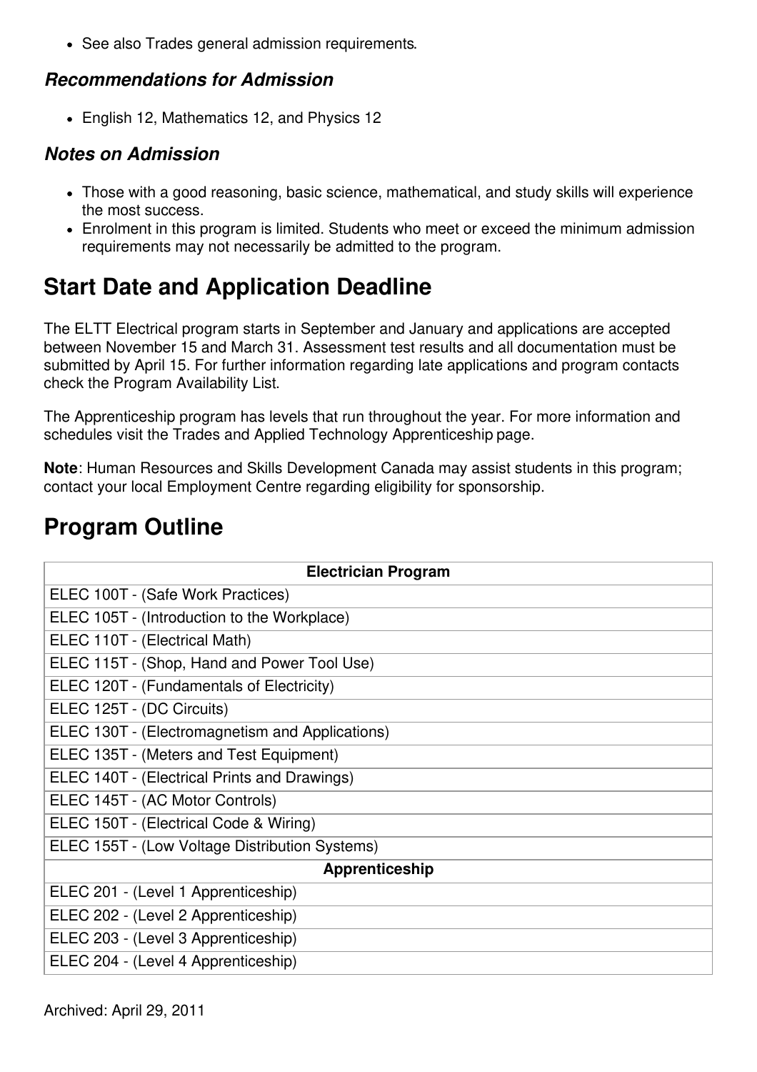- See also Trades general admission requirements.

### *Recommendations for Admission*

- English 12, Mathematics 12, and Physics 12

### *Notes on Admission*

- Those with a good reasoning, basic science, mathematical, and study skills will experience the most success.
- Enrolment in this program is limited. Students who meet or exceed the minimum admission requirements may not necessarily be admitted to the program.

## Start Date and Application Deadline

The ELTT Electrical program starts in September and January and applications are accepted between November 15 and March 31. Assessment test results and all documentation must be submitted by April 15. For further information regarding late applications and program contacts check the Program Availability List.

The Apprenticeship program has levels that run throughout the year. For more information and schedules visit the Trades and Applied Technology Apprenticeship page.

**Note**: Human Resources and Skills Development Canada may assist students in this program; contact your local Employment Centre regarding eligibility for sponsorship.

## Program Outline

| Electrician Program |
|---|
| ELEC 100T - (Safe Work Practices) |
| ELEC 105T - (Introduction to the Workplace) |
| ELEC 110T - (Electrical Math) |
| ELEC 115T - (Shop, Hand and Power Tool Use) |
| ELEC 120T - (Fundamentals of Electricity) |
| ELEC 125T - (DC Circuits) |
| ELEC 130T - (Electromagnetism and Applications) |
| ELEC 135T - (Meters and Test Equipment) |
| ELEC 140T - (Electrical Prints and Drawings) |
| ELEC 145T - (AC Motor Controls) |
| ELEC 150T - (Electrical Code & Wiring) |
| ELEC 155T - (Low Voltage Distribution Systems) |
| **Apprenticeship** |
| ELEC 201 - (Level 1 Apprenticeship) |
| ELEC 202 - (Level 2 Apprenticeship) |
| ELEC 203 - (Level 3 Apprenticeship) |
| ELEC 204 - (Level 4 Apprenticeship) |

Archived: April 29, 2011